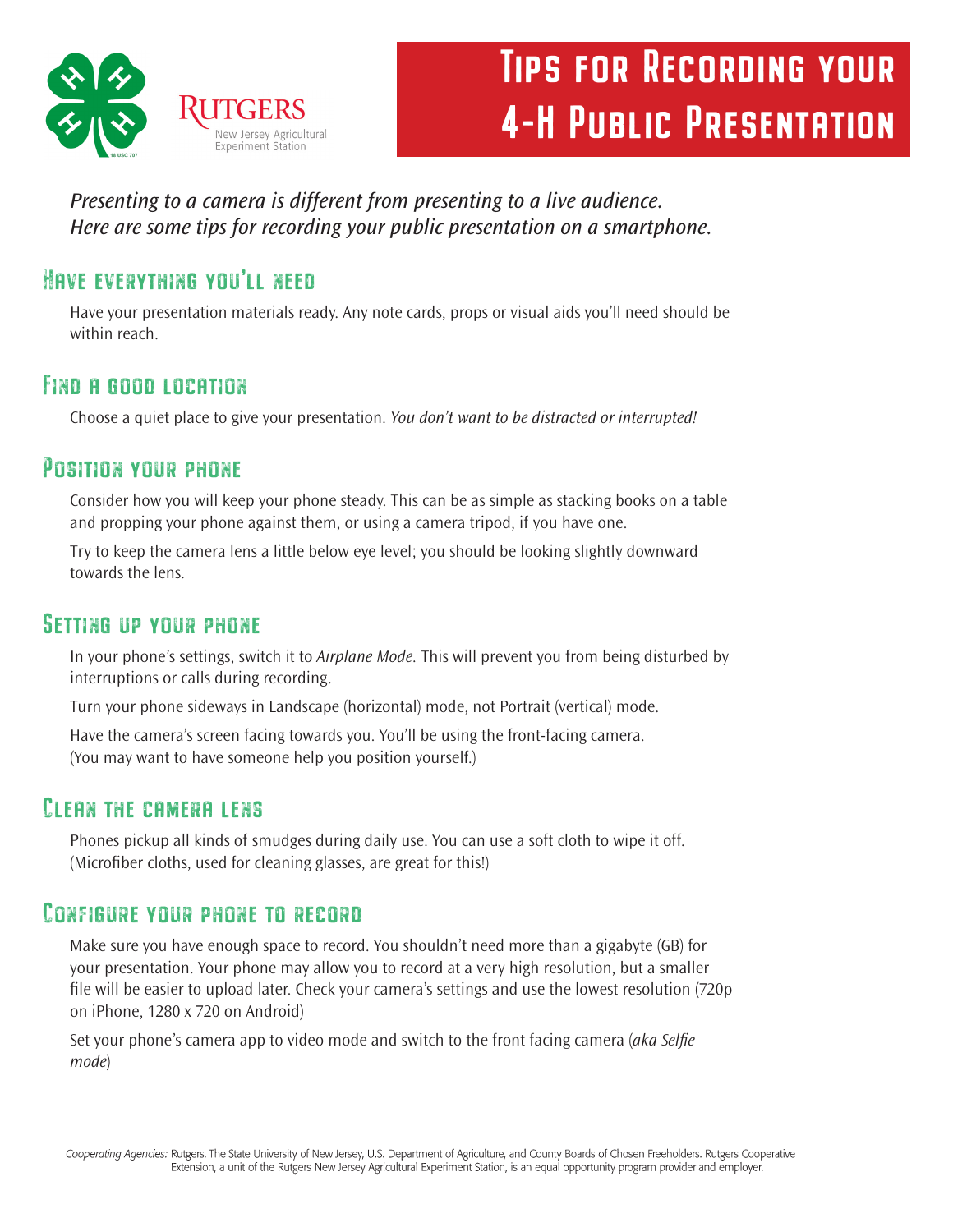Rutgers
New Jersey Agricultural Experiment Station

# Tips for Recording your 4-H Public Presentation

*Presenting to a camera is different from presenting to a live audience. Here are some tips for recording your public presentation on a smartphone.*

## Have everything you'll need

Have your presentation materials ready. Any note cards, props or visual aids you'll need should be within reach.

## Find a good location

Choose a quiet place to give your presentation. *You don't want to be distracted or interrupted!*

## Position your phone

Consider how you will keep your phone steady. This can be as simple as stacking books on a table and propping your phone against them, or using a camera tripod, if you have one.

Try to keep the camera lens a little below eye level; you should be looking slightly downward towards the lens.

## Setting up your phone

In your phone's settings, switch it to *Airplane Mode.* This will prevent you from being disturbed by interruptions or calls during recording.

Turn your phone sideways in Landscape (horizontal) mode, not Portrait (vertical) mode.

Have the camera's screen facing towards you. You'll be using the front-facing camera. (You may want to have someone help you position yourself.)

## Clean the camera lens

Phones pickup all kinds of smudges during daily use. You can use a soft cloth to wipe it off. (Microfiber cloths, used for cleaning glasses, are great for this!)

## Configure your phone to record

Make sure you have enough space to record. You shouldn't need more than a gigabyte (GB) for your presentation. Your phone may allow you to record at a very high resolution, but a smaller file will be easier to upload later. Check your camera's settings and use the lowest resolution (720p on iPhone, 1280 x 720 on Android)

Set your phone's camera app to video mode and switch to the front facing camera (*aka Selfie mode*)

*Cooperating Agencies:* Rutgers, The State University of New Jersey, U.S. Department of Agriculture, and County Boards of Chosen Freeholders. Rutgers Cooperative Extension, a unit of the Rutgers New Jersey Agricultural Experiment Station, is an equal opportunity program provider and employer.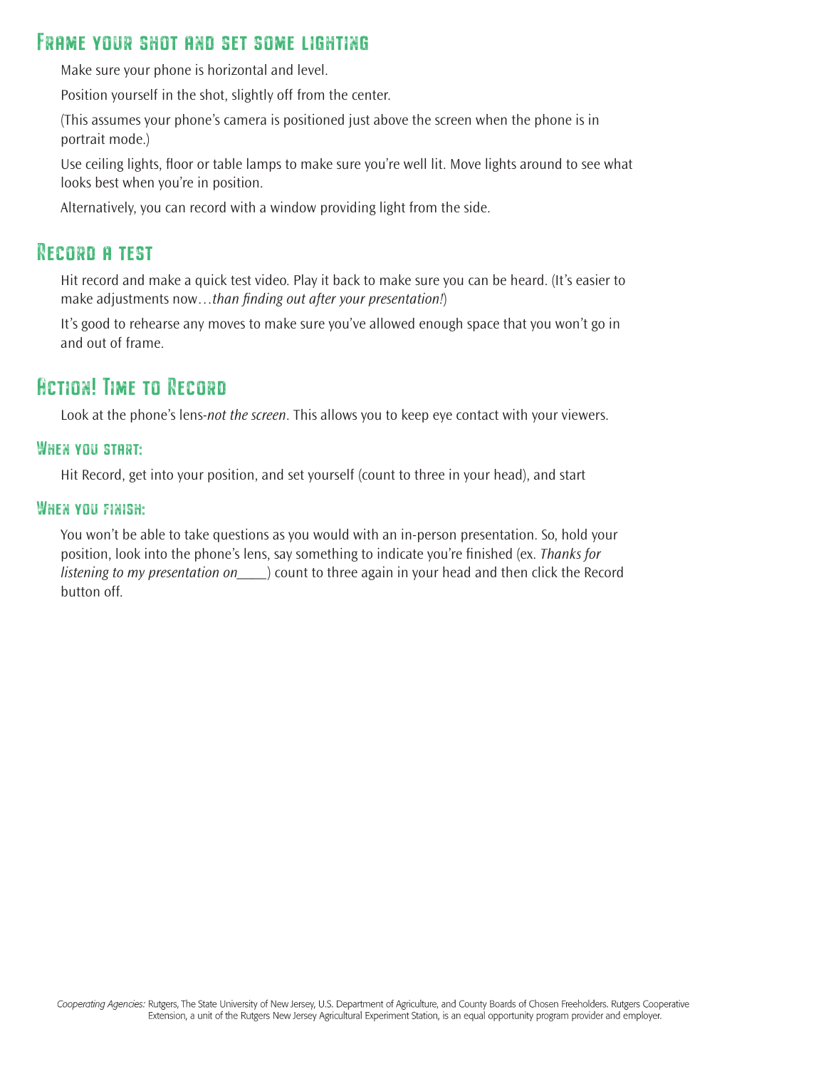## Frame your shot and set some lighting

Make sure your phone is horizontal and level.

Position yourself in the shot, slightly off from the center.

(This assumes your phone's camera is positioned just above the screen when the phone is in portrait mode.)

Use ceiling lights, floor or table lamps to make sure you're well lit. Move lights around to see what looks best when you're in position.

Alternatively, you can record with a window providing light from the side.

## Record a test

Hit record and make a quick test video. Play it back to make sure you can be heard. (It's easier to make adjustments now…*than finding out after your presentation!*)

It's good to rehearse any moves to make sure you've allowed enough space that you won't go in and out of frame.

## Action! Time to Record

Look at the phone's lens-*not the screen*. This allows you to keep eye contact with your viewers.

### When you start:

Hit Record, get into your position, and set yourself (count to three in your head), and start

### When you finish:

You won't be able to take questions as you would with an in-person presentation. So, hold your position, look into the phone's lens, say something to indicate you're finished (ex. *Thanks for listening to my presentation on____*) count to three again in your head and then click the Record button off.

*Cooperating Agencies:* Rutgers, The State University of New Jersey, U.S. Department of Agriculture, and County Boards of Chosen Freeholders. Rutgers Cooperative Extension, a unit of the Rutgers New Jersey Agricultural Experiment Station, is an equal opportunity program provider and employer.